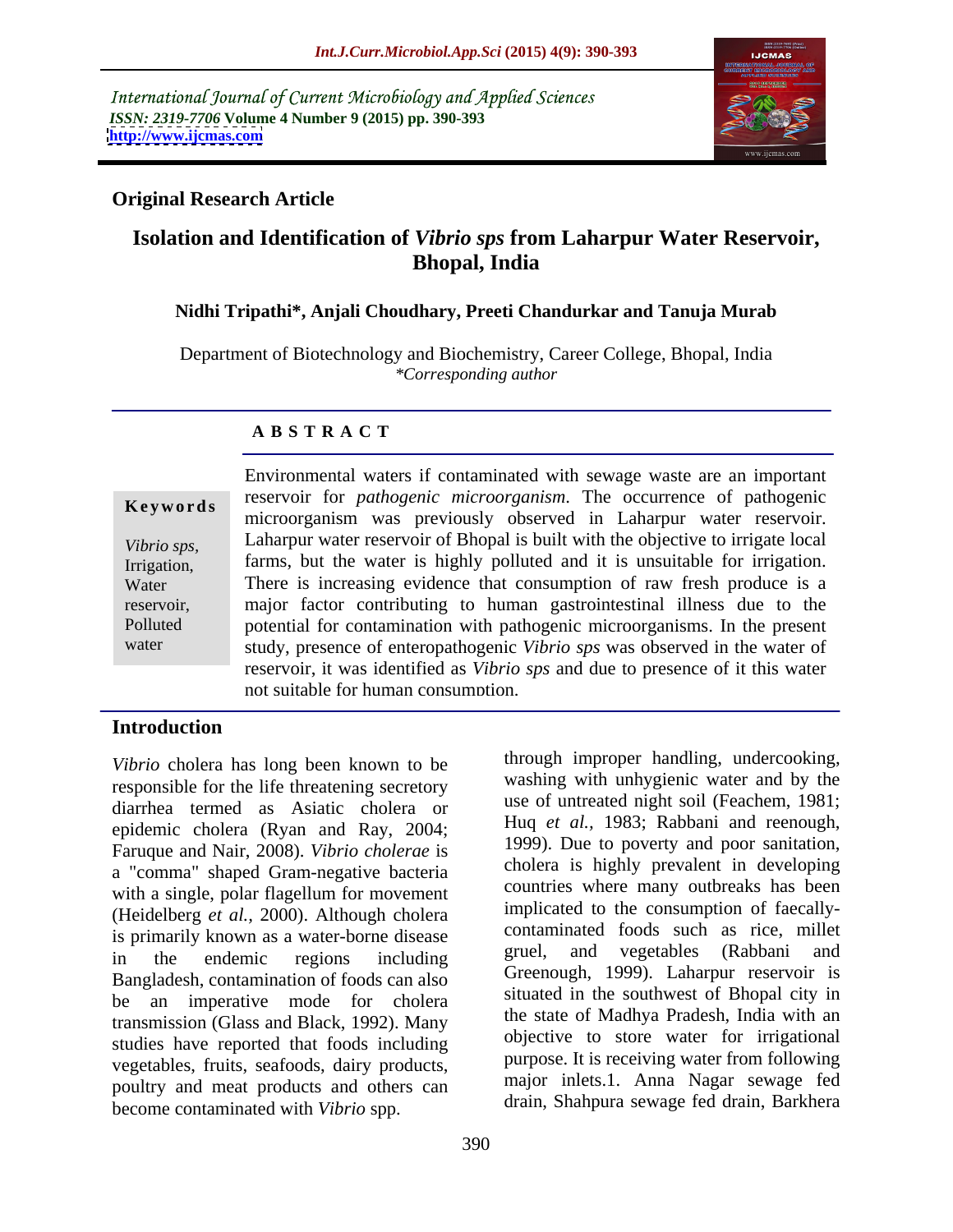International Journal of Current Microbiology and Applied Sciences
*ISSN: 2319-7706* **Volume 4 Number 9 (2015) pp. 390-393**
**http://www.ijcmas.com**

**Original Research Article**

# Isolation and Identification of *Vibrio sps* from Laharpur Water Reservoir, Bhopal, India

**Nidhi Tripathi\*, Anjali Choudhary, Preeti Chandurkar and Tanuja Murab**

Department of Biotechnology and Biochemistry, Career College, Bhopal, India
*\*Corresponding author*

## ABSTRACT

**Keywords**

*Vibrio sps*, Irrigation, Water reservoir, Polluted water

Environmental waters if contaminated with sewage waste are an important reservoir for *pathogenic microorganism*. The occurrence of pathogenic microorganism was previously observed in Laharpur water reservoir. Laharpur water reservoir of Bhopal is built with the objective to irrigate local farms, but the water is highly polluted and it is unsuitable for irrigation. There is increasing evidence that consumption of raw fresh produce is a major factor contributing to human gastrointestinal illness due to the potential for contamination with pathogenic microorganisms. In the present study, presence of enteropathogenic *Vibrio sps* was observed in the water of reservoir, it was identified as *Vibrio sps* and due to presence of it this water not suitable for human consumption.

## Introduction

*Vibrio* cholera has long been known to be responsible for the life threatening secretory diarrhea termed as Asiatic cholera or epidemic cholera (Ryan and Ray, 2004; Faruque and Nair, 2008). *Vibrio cholerae* is a "comma" shaped Gram-negative bacteria with a single, polar flagellum for movement (Heidelberg *et al.,* 2000). Although cholera is primarily known as a water-borne disease in the endemic regions including Bangladesh, contamination of foods can also be an imperative mode for cholera transmission (Glass and Black, 1992). Many studies have reported that foods including vegetables, fruits, seafoods, dairy products, poultry and meat products and others can become contaminated with *Vibrio* spp. through improper handling, undercooking, washing with unhygienic water and by the use of untreated night soil (Feachem, 1981; Huq *et al.,* 1983; Rabbani and reenough, 1999). Due to poverty and poor sanitation, cholera is highly prevalent in developing countries where many outbreaks has been implicated to the consumption of faecally-contaminated foods such as rice, millet gruel, and vegetables (Rabbani and Greenough, 1999). Laharpur reservoir is situated in the southwest of Bhopal city in the state of Madhya Pradesh, India with an objective to store water for irrigational purpose. It is receiving water from following major inlets.1. Anna Nagar sewage fed drain, Shahpura sewage fed drain, Barkhera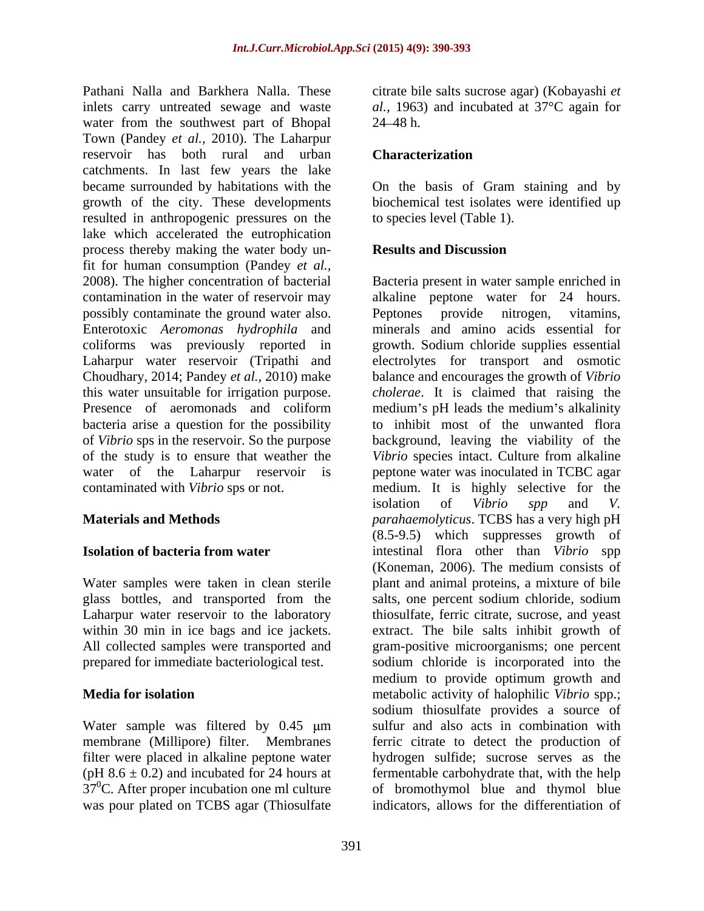Pathani Nalla and Barkhera Nalla. These inlets carry untreated sewage and waste water from the southwest part of Bhopal Town (Pandey *et al.,* 2010). The Laharpur reservoir has both rural and urban catchments. In last few years the lake became surrounded by habitations with the growth of the city. These developments resulted in anthropogenic pressures on the lake which accelerated the eutrophication process thereby making the water body un-fit for human consumption (Pandey *et al.,* 2008). The higher concentration of bacterial contamination in the water of reservoir may possibly contaminate the ground water also. Enterotoxic *Aeromonas hydrophila* and coliforms was previously reported in Laharpur water reservoir (Tripathi and Choudhary, 2014; Pandey *et al.,* 2010) make this water unsuitable for irrigation purpose. Presence of aeromonads and coliform bacteria arise a question for the possibility of *Vibrio* sps in the reservoir. So the purpose of the study is to ensure that weather the water of the Laharpur reservoir is contaminated with *Vibrio* sps or not.

## Materials and Methods

### Isolation of bacteria from water

Water samples were taken in clean sterile glass bottles, and transported from the Laharpur water reservoir to the laboratory within 30 min in ice bags and ice jackets. All collected samples were transported and prepared for immediate bacteriological test.

### Media for isolation

Water sample was filtered by 0.45 μm membrane (Millipore) filter. Membranes filter were placed in alkaline peptone water (pH 8.6 ± 0.2) and incubated for 24 hours at $37^0$C. After proper incubation one ml culture was pour plated on TCBS agar (Thiosulfate citrate bile salts sucrose agar) (Kobayashi *et al.,* 1963) and incubated at 37°C again for 24–48 h.

### Characterization

On the basis of Gram staining and by biochemical test isolates were identified up to species level (Table 1).

## Results and Discussion

Bacteria present in water sample enriched in alkaline peptone water for 24 hours. Peptones provide nitrogen, vitamins, minerals and amino acids essential for growth. Sodium chloride supplies essential electrolytes for transport and osmotic balance and encourages the growth of *Vibrio cholerae*. It is claimed that raising the medium's pH leads the medium's alkalinity to inhibit most of the unwanted flora background, leaving the viability of the *Vibrio* species intact. Culture from alkaline peptone water was inoculated in TCBC agar medium. It is highly selective for the isolation of *Vibrio spp* and *V. parahaemolyticus*. TCBS has a very high pH (8.5-9.5) which suppresses growth of intestinal flora other than *Vibrio* spp (Koneman, 2006). The medium consists of plant and animal proteins, a mixture of bile salts, one percent sodium chloride, sodium thiosulfate, ferric citrate, sucrose, and yeast extract. The bile salts inhibit growth of gram-positive microorganisms; one percent sodium chloride is incorporated into the medium to provide optimum growth and metabolic activity of halophilic *Vibrio* spp.; sodium thiosulfate provides a source of sulfur and also acts in combination with ferric citrate to detect the production of hydrogen sulfide; sucrose serves as the fermentable carbohydrate that, with the help of bromothymol blue and thymol blue indicators, allows for the differentiation of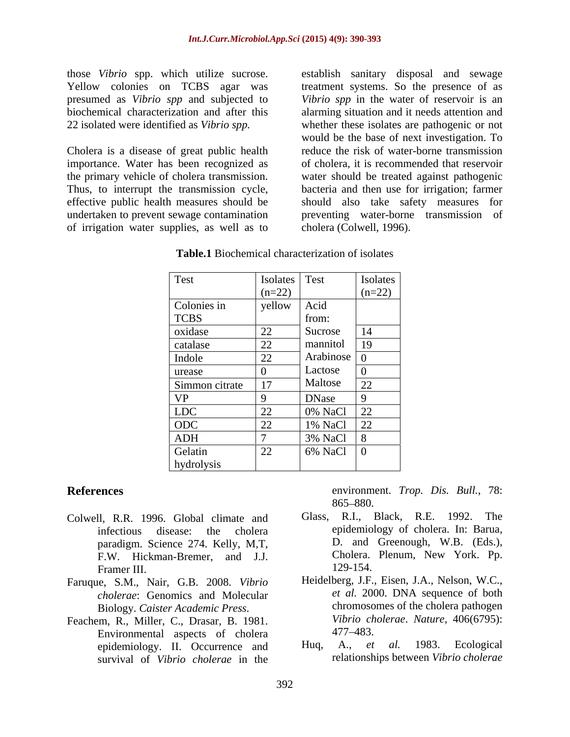those *Vibrio* spp. which utilize sucrose. Yellow colonies on TCBS agar was presumed as *Vibrio spp* and subjected to biochemical characterization and after this 22 isolated were identified as *Vibrio spp.*

Cholera is a disease of great public health importance. Water has been recognized as the primary vehicle of cholera transmission. Thus, to interrupt the transmission cycle, effective public health measures should be undertaken to prevent sewage contamination of irrigation water supplies, as well as to establish sanitary disposal and sewage treatment systems. So the presence of as *Vibrio spp* in the water of reservoir is an alarming situation and it needs attention and whether these isolates are pathogenic or not would be the base of next investigation. To reduce the risk of water-borne transmission of cholera, it is recommended that reservoir water should be treated against pathogenic bacteria and then use for irrigation; farmer should also take safety measures for preventing water-borne transmission of cholera (Colwell, 1996).

**Table.1** Biochemical characterization of isolates

| Test | Isolates (n=22) | Test | Isolates (n=22) |
|---|---|---|---|
| Colonies in TCBS | yellow | Acid from: | |
| oxidase | 22 | Sucrose | 14 |
| catalase | 22 | mannitol | 19 |
| Indole | 22 | Arabinose | 0 |
| urease | 0 | Lactose | 0 |
| Simmon citrate | 17 | Maltose | 22 |
| VP | 9 | DNase | 9 |
| LDC | 22 | 0% NaCl | 22 |
| ODC | 22 | 1% NaCl | 22 |
| ADH | 7 | 3% NaCl | 8 |
| Gelatin hydrolysis | 22 | 6% NaCl | 0 |

## References

Colwell, R.R. 1996. Global climate and infectious disease: the cholera paradigm. Science 274. Kelly, M,T, F.W. Hickman-Bremer, and J.J. Framer III.

Faruque, S.M., Nair, G.B. 2008. *Vibrio cholerae*: Genomics and Molecular Biology. *Caister Academic Press.*

Feachem, R., Miller, C., Drasar, B. 1981. Environmental aspects of cholera epidemiology. II. Occurrence and survival of *Vibrio cholerae* in the environment. *Trop. Dis. Bull.,* 78: 865–880.

Glass, R.I., Black, R.E. 1992. The epidemiology of cholera. In: Barua, D. and Greenough, W.B. (Eds.), Cholera. Plenum, New York. Pp. 129-154.

Heidelberg, J.F., Eisen, J.A., Nelson, W.C., *et al.* 2000. DNA sequence of both chromosomes of the cholera pathogen *Vibrio cholerae*. *Nature,* 406(6795): 477–483.

Huq, A., *et al.* 1983. Ecological relationships between *Vibrio cholerae*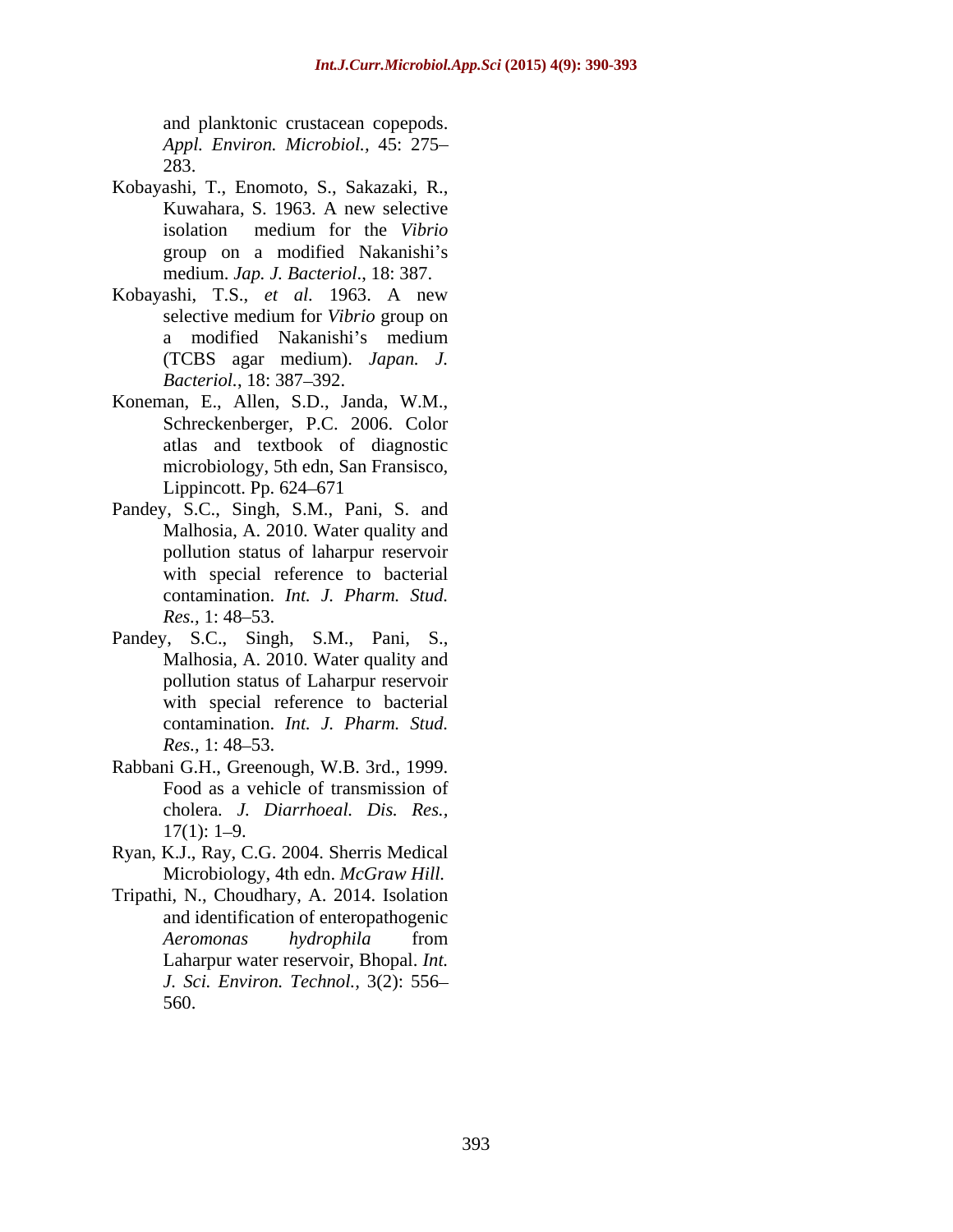and planktonic crustacean copepods. *Appl. Environ. Microbiol.,* 45: 275–283.

Kobayashi, T., Enomoto, S., Sakazaki, R., Kuwahara, S. 1963. A new selective isolation medium for the *Vibrio* group on a modified Nakanishi's medium. *Jap. J. Bacteriol*., 18: 387.

Kobayashi, T.S., *et al.* 1963. A new selective medium for *Vibrio* group on a modified Nakanishi's medium (TCBS agar medium). *Japan. J. Bacteriol.*, 18: 387–392.

Koneman, E., Allen, S.D., Janda, W.M., Schreckenberger, P.C. 2006. Color atlas and textbook of diagnostic microbiology, 5th edn, San Fransisco, Lippincott. Pp. 624–671

Pandey, S.C., Singh, S.M., Pani, S. and Malhosia, A. 2010. Water quality and pollution status of laharpur reservoir with special reference to bacterial contamination. *Int. J. Pharm. Stud. Res.*, 1: 48–53.

Pandey, S.C., Singh, S.M., Pani, S., Malhosia, A. 2010. Water quality and pollution status of Laharpur reservoir with special reference to bacterial contamination. *Int. J. Pharm. Stud. Res.*, 1: 48–53.

Rabbani G.H., Greenough, W.B. 3rd., 1999. Food as a vehicle of transmission of cholera. *J. Diarrhoeal. Dis. Res.*, 17(1): 1–9.

Ryan, K.J., Ray, C.G. 2004. Sherris Medical Microbiology, 4th edn. *McGraw Hill.*

Tripathi, N., Choudhary, A. 2014. Isolation and identification of enteropathogenic *Aeromonas hydrophila* from Laharpur water reservoir, Bhopal. *Int. J. Sci. Environ. Technol.*, 3(2): 556–560.